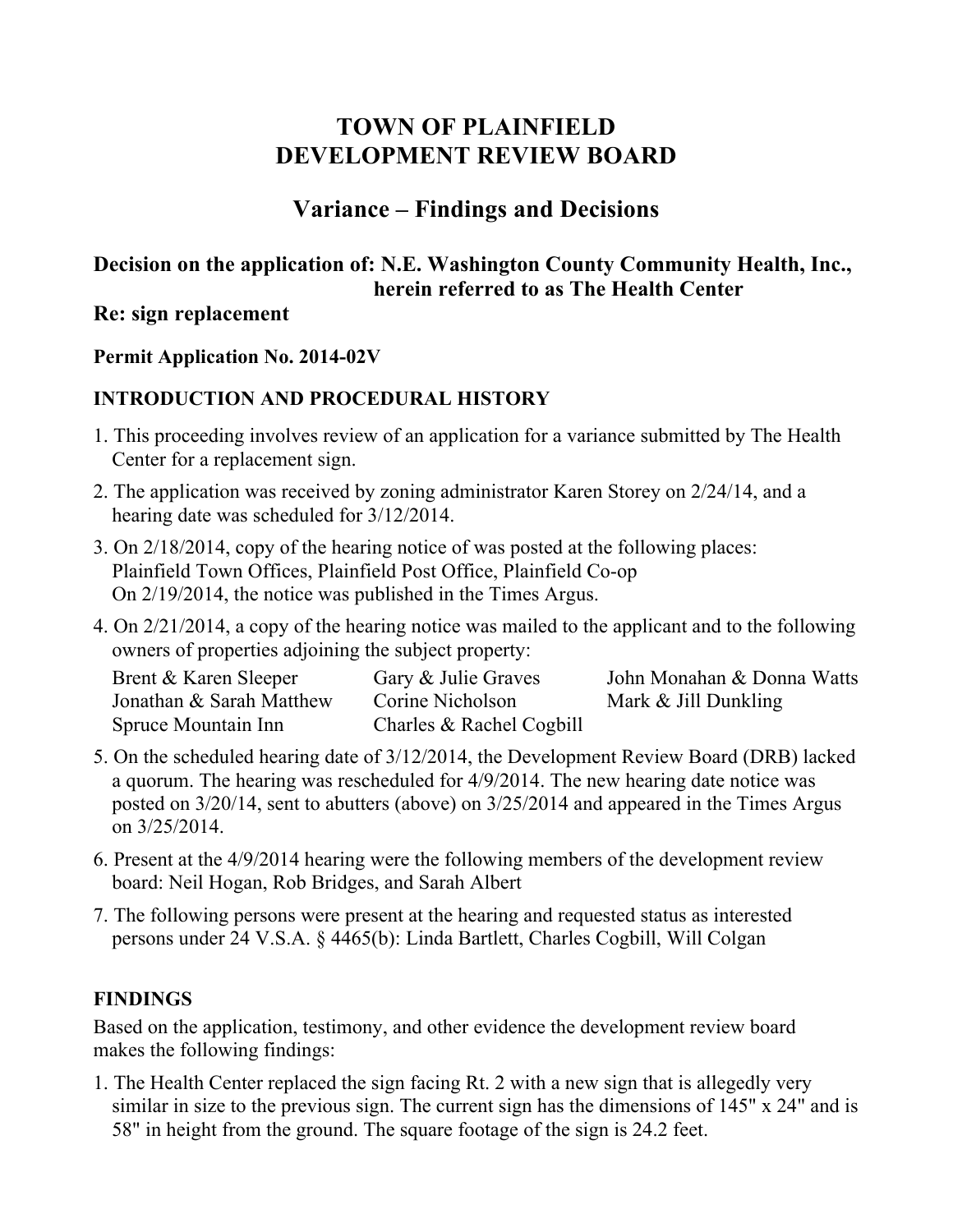# TOWN OF PLAINFIELD
# DEVELOPMENT REVIEW BOARD

## Variance – Findings and Decisions

### Decision on the application of: N.E. Washington County Community Health, Inc., herein referred to as The Health Center
### Re: sign replacement

**Permit Application No. 2014-02V**

**INTRODUCTION AND PROCEDURAL HISTORY**

1. This proceeding involves review of an application for a variance submitted by The Health Center for a replacement sign.
2. The application was received by zoning administrator Karen Storey on 2/24/14, and a hearing date was scheduled for 3/12/2014.
3. On 2/18/2014, copy of the hearing notice of was posted at the following places: Plainfield Town Offices, Plainfield Post Office, Plainfield Co-op
   On 2/19/2014, the notice was published in the Times Argus.
4. On 2/21/2014, a copy of the hearing notice was mailed to the applicant and to the following owners of properties adjoining the subject property:

   Brent & Karen Sleeper
   Gary & Julie Graves
   John Monahan & Donna Watts
   Jonathan & Sarah Matthew
   Corine Nicholson
   Mark & Jill Dunkling
   Spruce Mountain Inn
   Charles & Rachel Cogbill

5. On the scheduled hearing date of 3/12/2014, the Development Review Board (DRB) lacked a quorum. The hearing was rescheduled for 4/9/2014. The new hearing date notice was posted on 3/20/14, sent to abutters (above) on 3/25/2014 and appeared in the Times Argus on 3/25/2014.
6. Present at the 4/9/2014 hearing were the following members of the development review board: Neil Hogan, Rob Bridges, and Sarah Albert
7. The following persons were present at the hearing and requested status as interested persons under 24 V.S.A. § 4465(b): Linda Bartlett, Charles Cogbill, Will Colgan

**FINDINGS**

Based on the application, testimony, and other evidence the development review board makes the following findings:

1. The Health Center replaced the sign facing Rt. 2 with a new sign that is allegedly very similar in size to the previous sign. The current sign has the dimensions of 145" x 24" and is 58" in height from the ground. The square footage of the sign is 24.2 feet.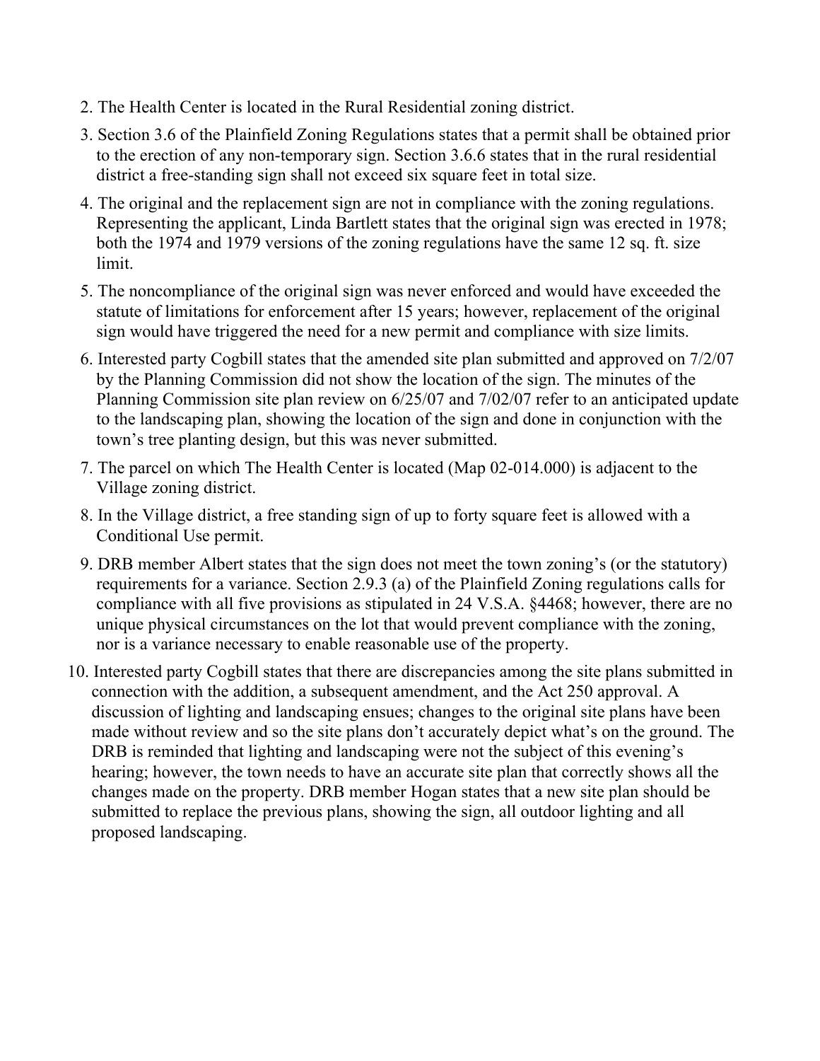2. The Health Center is located in the Rural Residential zoning district.
3. Section 3.6 of the Plainfield Zoning Regulations states that a permit shall be obtained prior to the erection of any non-temporary sign. Section 3.6.6 states that in the rural residential district a free-standing sign shall not exceed six square feet in total size.
4. The original and the replacement sign are not in compliance with the zoning regulations. Representing the applicant, Linda Bartlett states that the original sign was erected in 1978; both the 1974 and 1979 versions of the zoning regulations have the same 12 sq. ft. size limit.
5. The noncompliance of the original sign was never enforced and would have exceeded the statute of limitations for enforcement after 15 years; however, replacement of the original sign would have triggered the need for a new permit and compliance with size limits.
6. Interested party Cogbill states that the amended site plan submitted and approved on 7/2/07 by the Planning Commission did not show the location of the sign. The minutes of the Planning Commission site plan review on 6/25/07 and 7/02/07 refer to an anticipated update to the landscaping plan, showing the location of the sign and done in conjunction with the town's tree planting design, but this was never submitted.
7. The parcel on which The Health Center is located (Map 02-014.000) is adjacent to the Village zoning district.
8. In the Village district, a free standing sign of up to forty square feet is allowed with a Conditional Use permit.
9. DRB member Albert states that the sign does not meet the town zoning's (or the statutory) requirements for a variance. Section 2.9.3 (a) of the Plainfield Zoning regulations calls for compliance with all five provisions as stipulated in 24 V.S.A. §4468; however, there are no unique physical circumstances on the lot that would prevent compliance with the zoning, nor is a variance necessary to enable reasonable use of the property.
10. Interested party Cogbill states that there are discrepancies among the site plans submitted in connection with the addition, a subsequent amendment, and the Act 250 approval. A discussion of lighting and landscaping ensues; changes to the original site plans have been made without review and so the site plans don't accurately depict what's on the ground. The DRB is reminded that lighting and landscaping were not the subject of this evening's hearing; however, the town needs to have an accurate site plan that correctly shows all the changes made on the property. DRB member Hogan states that a new site plan should be submitted to replace the previous plans, showing the sign, all outdoor lighting and all proposed landscaping.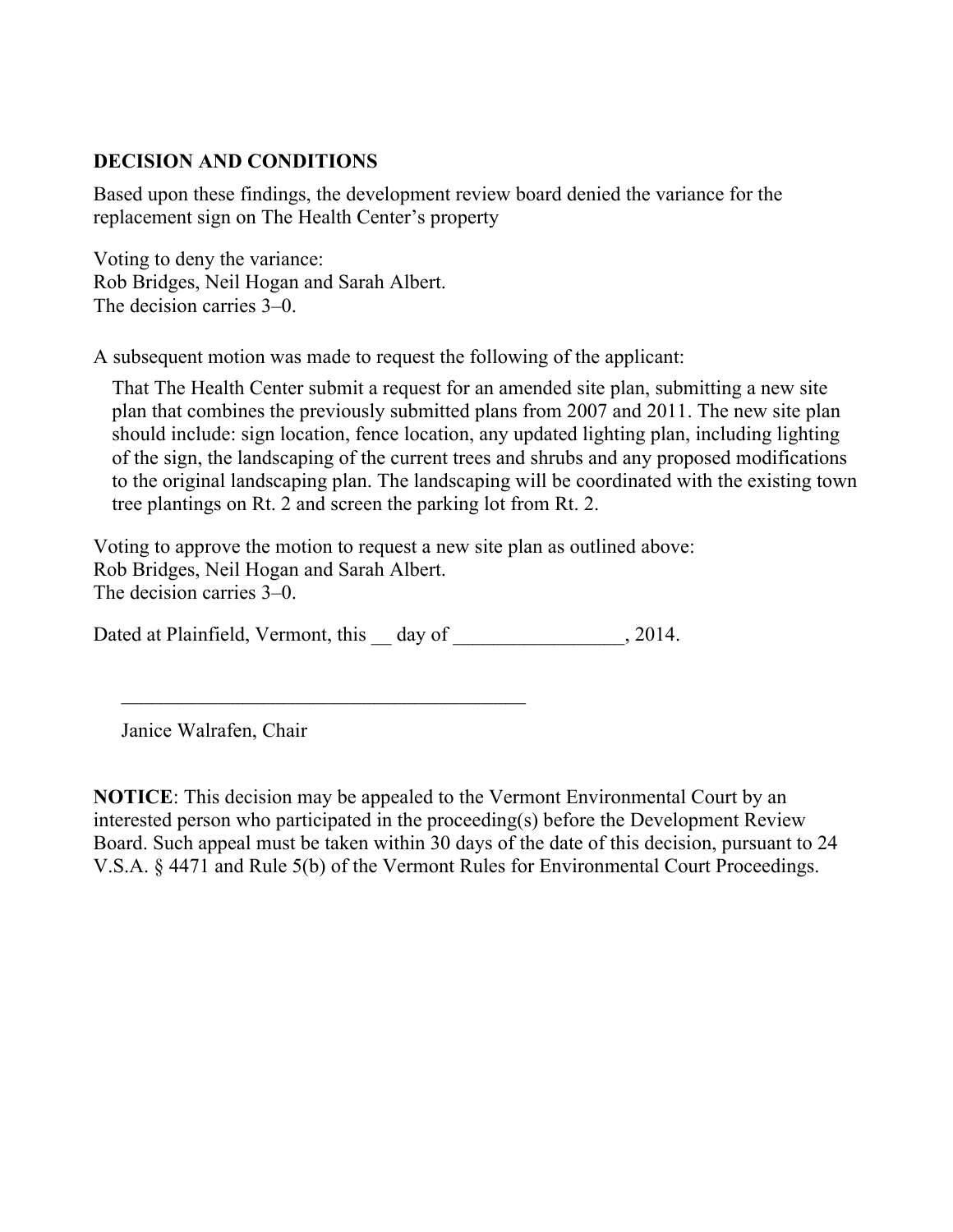**DECISION AND CONDITIONS**

Based upon these findings, the development review board denied the variance for the replacement sign on The Health Center's property

Voting to deny the variance:
Rob Bridges, Neil Hogan and Sarah Albert.
The decision carries 3–0.

A subsequent motion was made to request the following of the applicant:

> That The Health Center submit a request for an amended site plan, submitting a new site plan that combines the previously submitted plans from 2007 and 2011. The new site plan should include: sign location, fence location, any updated lighting plan, including lighting of the sign, the landscaping of the current trees and shrubs and any proposed modifications to the original landscaping plan. The landscaping will be coordinated with the existing town tree plantings on Rt. 2 and screen the parking lot from Rt. 2.

Voting to approve the motion to request a new site plan as outlined above:
Rob Bridges, Neil Hogan and Sarah Albert.
The decision carries 3–0.

Dated at Plainfield, Vermont, this __ day of _________________, 2014.

_________________________________________

Janice Walrafen, Chair

**NOTICE**: This decision may be appealed to the Vermont Environmental Court by an interested person who participated in the proceeding(s) before the Development Review Board. Such appeal must be taken within 30 days of the date of this decision, pursuant to 24 V.S.A. § 4471 and Rule 5(b) of the Vermont Rules for Environmental Court Proceedings.